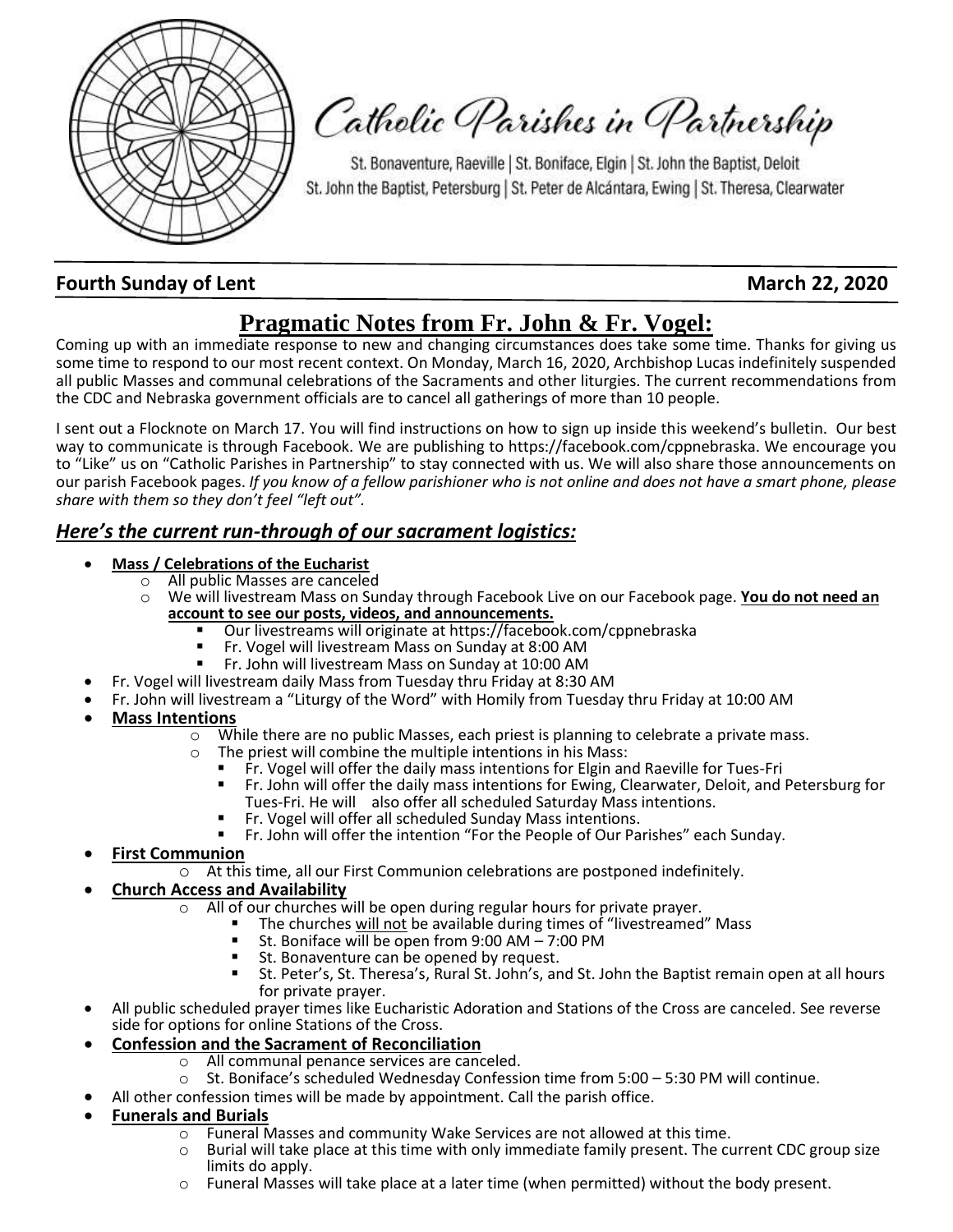# Catholic Parishes in Partnership

St. Bonaventure, Raeville | St. Boniface, Elgin | St. John the Baptist, Deloit
St. John the Baptist, Petersburg | St. Peter de Alcántara, Ewing | St. Theresa, Clearwater

**Fourth Sunday of Lent** **March 22, 2020**

## Pragmatic Notes from Fr. John & Fr. Vogel:

Coming up with an immediate response to new and changing circumstances does take some time. Thanks for giving us some time to respond to our most recent context. On Monday, March 16, 2020, Archbishop Lucas indefinitely suspended all public Masses and communal celebrations of the Sacraments and other liturgies. The current recommendations from the CDC and Nebraska government officials are to cancel all gatherings of more than 10 people.

I sent out a Flocknote on March 17. You will find instructions on how to sign up inside this weekend's bulletin. Our best way to communicate is through Facebook. We are publishing to https://facebook.com/cppnebraska. We encourage you to "Like" us on "Catholic Parishes in Partnership" to stay connected with us. We will also share those announcements on our parish Facebook pages. *If you know of a fellow parishioner who is not online and does not have a smart phone, please share with them so they don't feel "left out".*

### *Here's the current run-through of our sacrament logistics:*

- **Mass / Celebrations of the Eucharist**
  - All public Masses are canceled
  - We will livestream Mass on Sunday through Facebook Live on our Facebook page. **You do not need an account to see our posts, videos, and announcements.**
    - Our livestreams will originate at https://facebook.com/cppnebraska
    - Fr. Vogel will livestream Mass on Sunday at 8:00 AM
    - Fr. John will livestream Mass on Sunday at 10:00 AM
- Fr. Vogel will livestream daily Mass from Tuesday thru Friday at 8:30 AM
- Fr. John will livestream a "Liturgy of the Word" with Homily from Tuesday thru Friday at 10:00 AM
- **Mass Intentions**
  - While there are no public Masses, each priest is planning to celebrate a private mass.
  - The priest will combine the multiple intentions in his Mass:
    - Fr. Vogel will offer the daily mass intentions for Elgin and Raeville for Tues-Fri
    - Fr. John will offer the daily mass intentions for Ewing, Clearwater, Deloit, and Petersburg for Tues-Fri. He will also offer all scheduled Saturday Mass intentions.
    - Fr. Vogel will offer all scheduled Sunday Mass intentions.
    - Fr. John will offer the intention "For the People of Our Parishes" each Sunday.
- **First Communion**
  - At this time, all our First Communion celebrations are postponed indefinitely.
- **Church Access and Availability**
  - All of our churches will be open during regular hours for private prayer.
    - The churches will not be available during times of "livestreamed" Mass
    - St. Boniface will be open from 9:00 AM – 7:00 PM
    - St. Bonaventure can be opened by request.
    - St. Peter's, St. Theresa's, Rural St. John's, and St. John the Baptist remain open at all hours for private prayer.
- All public scheduled prayer times like Eucharistic Adoration and Stations of the Cross are canceled. See reverse side for options for online Stations of the Cross.
- **Confession and the Sacrament of Reconciliation**
  - All communal penance services are canceled.
  - St. Boniface's scheduled Wednesday Confession time from 5:00 – 5:30 PM will continue.
- All other confession times will be made by appointment. Call the parish office.
- **Funerals and Burials**
  - Funeral Masses and community Wake Services are not allowed at this time.
  - Burial will take place at this time with only immediate family present. The current CDC group size limits do apply.
  - Funeral Masses will take place at a later time (when permitted) without the body present.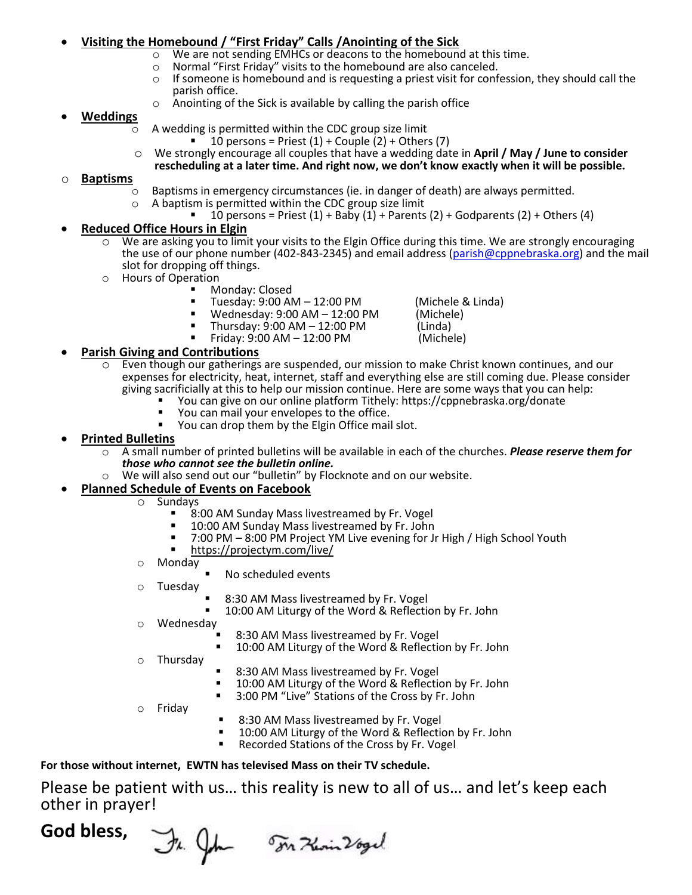- **Visiting the Homebound / "First Friday" Calls /Anointing of the Sick**
  - We are not sending EMHCs or deacons to the homebound at this time.
  - Normal "First Friday" visits to the homebound are also canceled.
  - If someone is homebound and is requesting a priest visit for confession, they should call the parish office.
  - Anointing of the Sick is available by calling the parish office
- **Weddings**
  - A wedding is permitted within the CDC group size limit
    - 10 persons = Priest (1) + Couple (2) + Others (7)
  - We strongly encourage all couples that have a wedding date in **April / May / June to consider rescheduling at a later time. And right now, we don't know exactly when it will be possible.**
- **Baptisms**
  - Baptisms in emergency circumstances (ie. in danger of death) are always permitted.
  - A baptism is permitted within the CDC group size limit
    - 10 persons = Priest (1) + Baby (1) + Parents (2) + Godparents (2) + Others (4)
- **Reduced Office Hours in Elgin**
  - We are asking you to limit your visits to the Elgin Office during this time. We are strongly encouraging the use of our phone number (402-843-2345) and email address (parish@cppnebraska.org) and the mail slot for dropping off things.
  - Hours of Operation
    - Monday: Closed
    - Tuesday: 9:00 AM – 12:00 PM (Michele & Linda)
    - Wednesday: 9:00 AM – 12:00 PM (Michele)
    - Thursday: 9:00 AM – 12:00 PM (Linda)
    - Friday: 9:00 AM – 12:00 PM (Michele)
- **Parish Giving and Contributions**
  - Even though our gatherings are suspended, our mission to make Christ known continues, and our expenses for electricity, heat, internet, staff and everything else are still coming due. Please consider giving sacrificially at this to help our mission continue. Here are some ways that you can help:
    - You can give on our online platform Tithely: https://cppnebraska.org/donate
    - You can mail your envelopes to the office.
    - You can drop them by the Elgin Office mail slot.
- **Printed Bulletins**
  - A small number of printed bulletins will be available in each of the churches. ***Please reserve them for those who cannot see the bulletin online.***
  - We will also send out our "bulletin" by Flocknote and on our website.
- **Planned Schedule of Events on Facebook**
  - Sundays
    - 8:00 AM Sunday Mass livestreamed by Fr. Vogel
    - 10:00 AM Sunday Mass livestreamed by Fr. John
    - 7:00 PM – 8:00 PM Project YM Live evening for Jr High / High School Youth
    - https://projectym.com/live/
  - Monday
    - No scheduled events
  - Tuesday
    - 8:30 AM Mass livestreamed by Fr. Vogel
    - 10:00 AM Liturgy of the Word & Reflection by Fr. John
  - Wednesday
    - 8:30 AM Mass livestreamed by Fr. Vogel
    - 10:00 AM Liturgy of the Word & Reflection by Fr. John
  - Thursday
    - 8:30 AM Mass livestreamed by Fr. Vogel
    - 10:00 AM Liturgy of the Word & Reflection by Fr. John
    - 3:00 PM "Live" Stations of the Cross by Fr. John
  - Friday
    - 8:30 AM Mass livestreamed by Fr. Vogel
    - 10:00 AM Liturgy of the Word & Reflection by Fr. John
    - Recorded Stations of the Cross by Fr. Vogel

**For those without internet, EWTN has televised Mass on their TV schedule.**

Please be patient with us… this reality is new to all of us… and let's keep each other in prayer!

**God bless,** Fr. John Fr. Kevin Vogel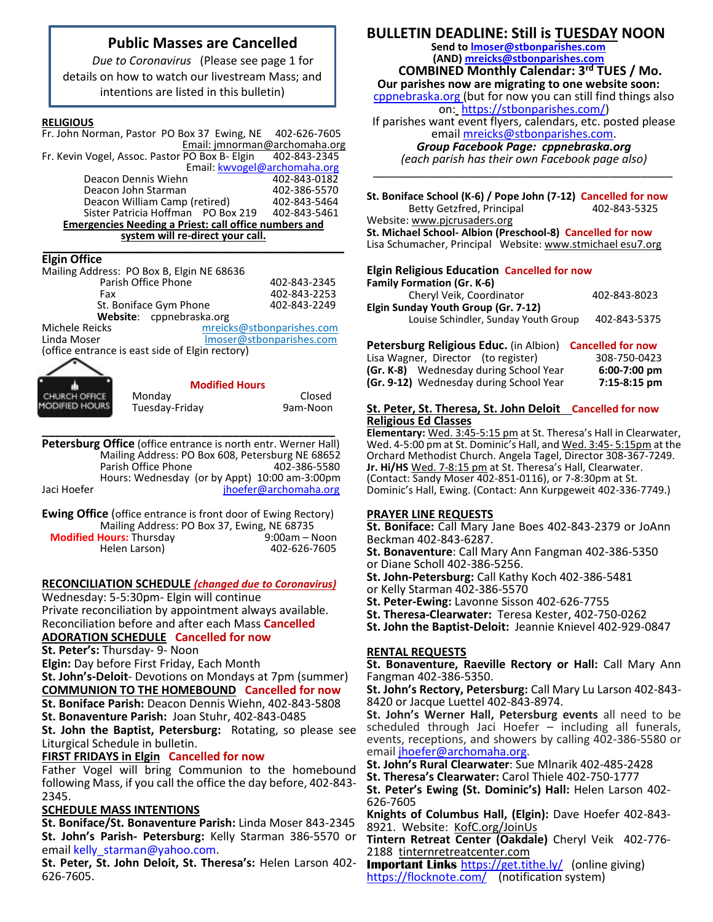## Public Masses are Cancelled

*Due to Coronavirus* (Please see page 1 for details on how to watch our livestream Mass; and intentions are listed in this bulletin)

**RELIGIOUS**

Fr. John Norman, Pastor PO Box 37 Ewing, NE 402-626-7605
Email: jmnorman@archomaha.org

Fr. Kevin Vogel, Assoc. Pastor PO Box B- Elgin 402-843-2345
Email: kwvogel@archomaha.org

| | |
|---|---|
| Deacon Dennis Wiehn | 402-843-0182 |
| Deacon John Starman | 402-386-5570 |
| Deacon William Camp (retired) | 402-843-5464 |
| Sister Patricia Hoffman PO Box 219 | 402-843-5461 |

**Emergencies Needing a Priest: call office numbers and system will re-direct your call.**

### Elgin Office

Mailing Address: PO Box B, Elgin NE 68636

| | |
|---|---|
| Parish Office Phone | 402-843-2345 |
| Fax | 402-843-2253 |
| St. Boniface Gym Phone | 402-843-2249 |

**Website**: cppnebraska.org

Michele Reicks mreicks@stbonparishes.com
Linda Moser lmoser@stbonparishes.com
(office entrance is east side of Elgin rectory)

CHURCH OFFICE MODIFIED HOURS

**Modified Hours**

| | |
|---|---|
| Monday | Closed |
| Tuesday-Friday | 9am-Noon |

**Petersburg Office** (office entrance is north entr. Werner Hall)
Mailing Address: PO Box 608, Petersburg NE 68652
Parish Office Phone 402-386-5580
Hours: Wednesday (or by Appt) 10:00 am-3:00pm
Jaci Hoefer jhoefer@archomaha.org

**Ewing Office** (office entrance is front door of Ewing Rectory)
Mailing Address: PO Box 37, Ewing, NE 68735
**Modified Hours:** Thursday 9:00am – Noon
Helen Larson) 402-626-7605

**RECONCILIATION SCHEDULE** ***(changed due to Coronavirus)***
Wednesday: 5-5:30pm- Elgin will continue
Private reconciliation by appointment always available.
Reconciliation before and after each Mass **Cancelled**

**ADORATION SCHEDULE Cancelled for now**
**St. Peter's:** Thursday- 9- Noon
**Elgin:** Day before First Friday, Each Month
**St. John's-Deloit**- Devotions on Mondays at 7pm (summer)

**COMMUNION TO THE HOMEBOUND Cancelled for now**
**St. Boniface Parish:** Deacon Dennis Wiehn, 402-843-5808
**St. Bonaventure Parish:** Joan Stuhr, 402-843-0485
**St. John the Baptist, Petersburg:** Rotating, so please see Liturgical Schedule in bulletin.

**FIRST FRIDAYS in Elgin Cancelled for now**
Father Vogel will bring Communion to the homebound following Mass, if you call the office the day before, 402-843-2345.

**SCHEDULE MASS INTENTIONS**
**St. Boniface/St. Bonaventure Parish:** Linda Moser 843-2345
**St. John's Parish- Petersburg:** Kelly Starman 386-5570 or email kelly_starman@yahoo.com.
**St. Peter, St. John Deloit, St. Theresa's:** Helen Larson 402-626-7605.

## BULLETIN DEADLINE: Still is TUESDAY NOON

**Send to lmoser@stbonparishes.com**
**(AND) mreicks@stbonparishes.com**

**COMBINED Monthly Calendar: 3rd TUES / Mo.**
**Our parishes now are migrating to one website soon:** cppnebraska.org (but for now you can still find things also on: https://stbonparishes.com/)
If parishes want event flyers, calendars, etc. posted please email mreicks@stbonparishes.com.
***Group Facebook Page: cppnebraska.org***
*(each parish has their own Facebook page also)*

**St. Boniface School (K-6) / Pope John (7-12) Cancelled for now**
Betty Getzfred, Principal 402-843-5325
Website: www.pjcrusaders.org
**St. Michael School- Albion (Preschool-8) Cancelled for now**
Lisa Schumacher, Principal Website: www.stmichael esu7.org

**Elgin Religious Education Cancelled for now**
**Family Formation (Gr. K-6)**
Cheryl Veik, Coordinator 402-843-8023
**Elgin Sunday Youth Group (Gr. 7-12)**
Louise Schindler, Sunday Youth Group 402-843-5375

**Petersburg Religious Educ.** (in Albion) **Cancelled for now**

| | |
|---|---|
| Lisa Wagner, Director (to register) | 308-750-0423 |
| **(Gr. K-8)** Wednesday during School Year | **6:00-7:00 pm** |
| **(Gr. 9-12)** Wednesday during School Year | **7:15-8:15 pm** |

**St. Peter, St. Theresa, St. John Deloit Cancelled for now**
**Religious Ed Classes**
**Elementary:** Wed. 3:45-5:15 pm at St. Theresa's Hall in Clearwater, Wed. 4-5:00 pm at St. Dominic's Hall, and Wed. 3:45- 5:15pm at the Orchard Methodist Church. Angela Tagel, Director 308-367-7249.
**Jr. Hi/HS** Wed. 7-8:15 pm at St. Theresa's Hall, Clearwater. (Contact: Sandy Moser 402-851-0116), or 7-8:30pm at St. Dominic's Hall, Ewing. (Contact: Ann Kurpgeweit 402-336-7749.)

**PRAYER LINE REQUESTS**
**St. Boniface:** Call Mary Jane Boes 402-843-2379 or JoAnn Beckman 402-843-6287.
**St. Bonaventure**: Call Mary Ann Fangman 402-386-5350 or Diane Scholl 402-386-5256.
**St. John-Petersburg:** Call Kathy Koch 402-386-5481 or Kelly Starman 402-386-5570
**St. Peter-Ewing:** Lavonne Sisson 402-626-7755
**St. Theresa-Clearwater:** Teresa Kester, 402-750-0262
**St. John the Baptist-Deloit:** Jeannie Knievel 402-929-0847

**RENTAL REQUESTS**
**St. Bonaventure, Raeville Rectory or Hall:** Call Mary Ann Fangman 402-386-5350.
**St. John's Rectory, Petersburg:** Call Mary Lu Larson 402-843-8420 or Jacque Luettel 402-843-8974.
**St. John's Werner Hall, Petersburg events** all need to be scheduled through Jaci Hoefer – including all funerals, events, receptions, and showers by calling 402-386-5580 or email jhoefer@archomaha.org.
**St. John's Rural Clearwater**: Sue Mlnarik 402-485-2428
**St. Theresa's Clearwater:** Carol Thiele 402-750-1777
**St. Peter's Ewing (St. Dominic's) Hall:** Helen Larson 402-626-7605
**Knights of Columbus Hall, (Elgin):** Dave Hoefer 402-843-8921. Website: KofC.org/JoinUs
**Tintern Retreat Center (Oakdale)** Cheryl Veik 402-776-2188 tinternretreatcenter.com
**Important Links** https://get.tithe.ly/ (online giving)
https://flocknote.com/ (notification system)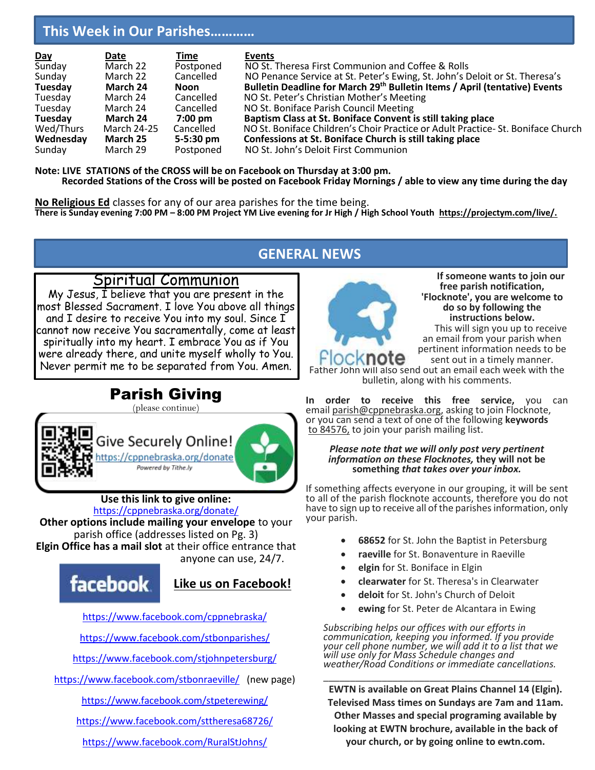## This Week in Our Parishes…………

| Day | Date | Time | Events |
|---|---|---|---|
| Sunday | March 22 | Postponed | NO St. Theresa First Communion and Coffee & Rolls |
| Sunday | March 22 | Cancelled | NO Penance Service at St. Peter's Ewing, St. John's Deloit or St. Theresa's |
| **Tuesday** | **March 24** | **Noon** | **Bulletin Deadline for March 29th Bulletin Items / April (tentative) Events** |
| Tuesday | March 24 | Cancelled | NO St. Peter's Christian Mother's Meeting |
| Tuesday | March 24 | Cancelled | NO St. Boniface Parish Council Meeting |
| **Tuesday** | **March 24** | **7:00 pm** | **Baptism Class at St. Boniface Convent is still taking place** |
| Wed/Thurs | March 24-25 | Cancelled | NO St. Boniface Children's Choir Practice or Adult Practice- St. Boniface Church |
| **Wednesday** | **March 25** | **5-5:30 pm** | **Confessions at St. Boniface Church is still taking place** |
| Sunday | March 29 | Postponed | NO St. John's Deloit First Communion |

**Note: LIVE STATIONS of the CROSS will be on Facebook on Thursday at 3:00 pm.**
**Recorded Stations of the Cross will be posted on Facebook Friday Mornings / able to view any time during the day**

**No Religious Ed** classes for any of our area parishes for the time being.
**There is Sunday evening 7:00 PM – 8:00 PM Project YM Live evening for Jr High / High School Youth https://projectym.com/live/.**

## GENERAL NEWS

### Spiritual Communion

My Jesus, I believe that you are present in the most Blessed Sacrament. I love You above all things and I desire to receive You into my soul. Since I cannot now receive You sacramentally, come at least spiritually into my heart. I embrace You as if You were already there, and unite myself wholly to You. Never permit me to be separated from You. Amen.

### Parish Giving

(please continue)

Give Securely Online!
https://cppnebraska.org/donate
Powered by Tithe.ly

**Use this link to give online:**
https://cppnebraska.org/donate/
**Other options include mailing your envelope** to your parish office (addresses listed on Pg. 3)
**Elgin Office has a mail slot** at their office entrance that anyone can use, 24/7.

facebook **Like us on Facebook!**

https://www.facebook.com/cppnebraska/

https://www.facebook.com/stbonparishes/

https://www.facebook.com/stjohnpetersburg/

https://www.facebook.com/stbonraeville/ (new page)

https://www.facebook.com/stpeterewing/

https://www.facebook.com/sttheresa68726/

https://www.facebook.com/RuralStJohns/

Flocknote

**If someone wants to join our free parish notification, 'Flocknote', you are welcome to do so by following the instructions below.**

This will sign you up to receive an email from your parish when pertinent information needs to be sent out in a timely manner. Father John will also send out an email each week with the bulletin, along with his comments.

**In order to receive this free service,** you can email parish@cppnebraska.org, asking to join Flocknote, or you can send a text of one of the following **keywords** to 84576, to join your parish mailing list.

***Please note that we will only post very pertinent information on these Flocknotes,* they will not be something *that takes over your inbox.***

If something affects everyone in our grouping, it will be sent to all of the parish flocknote accounts, therefore you do not have to sign up to receive all of the parishes information, only your parish.

- **68652** for St. John the Baptist in Petersburg
- **raeville** for St. Bonaventure in Raeville
- **elgin** for St. Boniface in Elgin
- **clearwater** for St. Theresa's in Clearwater
- **deloit** for St. John's Church of Deloit
- **ewing** for St. Peter de Alcantara in Ewing

*Subscribing helps our offices with our efforts in communication, keeping you informed. If you provide your cell phone number, we will add it to a list that we will use only for Mass Schedule changes and weather/Road Conditions or immediate cancellations.*

---

**EWTN is available on Great Plains Channel 14 (Elgin). Televised Mass times on Sundays are 7am and 11am. Other Masses and special programing available by looking at EWTN brochure, available in the back of your church, or by going online to ewtn.com.**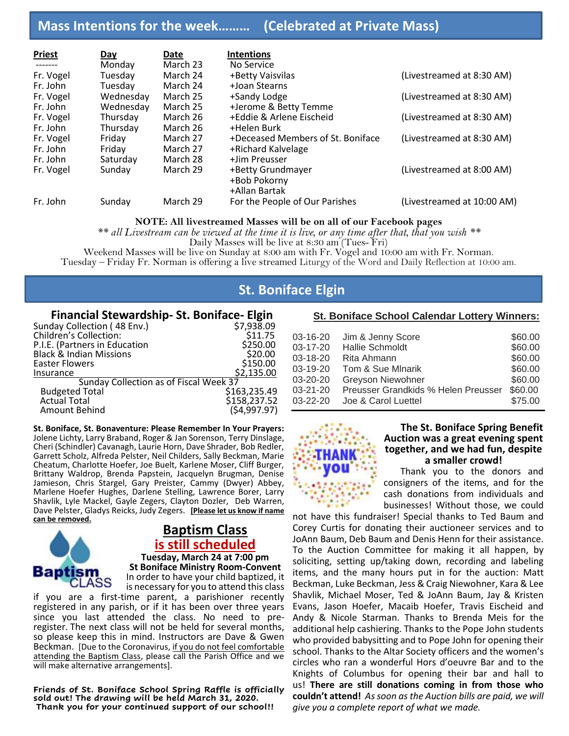## Mass Intentions for the week……… (Celebrated at Private Mass)

| Priest | Day | Date | Intentions | |
|---|---|---|---|---|
| ------- | Monday | March 23 | No Service | |
| Fr. Vogel | Tuesday | March 24 | +Betty Vaisvilas | (Livestreamed at 8:30 AM) |
| Fr. John | Tuesday | March 24 | +Joan Stearns | |
| Fr. Vogel | Wednesday | March 25 | +Sandy Lodge | (Livestreamed at 8:30 AM) |
| Fr. John | Wednesday | March 25 | +Jerome & Betty Temme | |
| Fr. Vogel | Thursday | March 26 | +Eddie & Arlene Eischeid | (Livestreamed at 8:30 AM) |
| Fr. John | Thursday | March 26 | +Helen Burk | |
| Fr. Vogel | Friday | March 27 | +Deceased Members of St. Boniface | (Livestreamed at 8:30 AM) |
| Fr. John | Friday | March 27 | +Richard Kalvelage | |
| Fr. John | Saturday | March 28 | +Jim Preusser | |
| Fr. Vogel | Sunday | March 29 | +Betty Grundmayer<br>+Bob Pokorny<br>+Allan Bartak | (Livestreamed at 8:00 AM) |
| Fr. John | Sunday | March 29 | For the People of Our Parishes | (Livestreamed at 10:00 AM) |

**NOTE: All livestreamed Masses will be on all of our Facebook pages**

*** all Livestream can be viewed at the time it is live, or any time after that, that you wish ***

Daily Masses will be live at 8:30 am (Tues- Fri)

Weekend Masses will be live on Sunday at 8:00 am with Fr. Vogel and 10:00 am with Fr. Norman.

Tuesday – Friday Fr. Norman is offering a live streamed Liturgy of the Word and Daily Reflection at 10:00 am.

## St. Boniface Elgin

### Financial Stewardship- St. Boniface- Elgin

| | |
|---|---|
| Sunday Collection ( 48 Env.) | $7,938.09 |
| Children's Collection: | $11.75 |
| P.I.E. (Partners in Education | $250.00 |
| Black & Indian Missions | $20.00 |
| Easter Flowers | $150.00 |
| Insurance | $2,135.00 |
| **Sunday Collection as of Fiscal Week 37** | |
| Budgeted Total | $163,235.49 |
| Actual Total | $158,237.52 |
| Amount Behind | ($4,997.97) |

**St. Boniface, St. Bonaventure: Please Remember In Your Prayers:** Jolene Lichty, Larry Braband, Roger & Jan Sorenson, Terry Dinslage, Cheri (Schindler) Cavanagh, Laurie Horn, Dave Shrader, Bob Redler, Garrett Scholz, Alfreda Pelster, Neil Childers, Sally Beckman, Marie Cheatum, Charlotte Hoefer, Joe Buelt, Karlene Moser, Cliff Burger, Brittany Waldrop, Brenda Papstein, Jacquelyn Brugman, Denise Jamieson, Chris Stargel, Gary Preister, Cammy (Dwyer) Abbey, Marlene Hoefer Hughes, Darlene Stelling, Lawrence Borer, Larry Shavlik, Lyle Mackel, Gayle Zegers, Clayton Dozler, Deb Warren, Dave Pelster, Gladys Reicks, Judy Zegers. **[Please let us know if name can be removed.**

### Baptism Class
### is still scheduled

**Tuesday, March 24 at 7:00 pm**
**St Boniface Ministry Room-Convent**

In order to have your child baptized, it is necessary for you to attend this class if you are a first-time parent, a parishioner recently registered in any parish, or if it has been over three years since you last attended the class. No need to pre-register. The next class will not be held for several months, so please keep this in mind. Instructors are Dave & Gwen Beckman. [Due to the Coronavirus, if you do not feel comfortable attending the Baptism Class, please call the Parish Office and we will make alternative arrangements].

**Friends of St. Boniface School Spring Raffle is officially sold out! The drawing will be held March 31, 2020. Thank you for your continued support of our school!!**

### St. Boniface School Calendar Lottery Winners:

| | | |
|---|---|---|
| 03-16-20 | Jim & Jenny Score | $60.00 |
| 03-17-20 | Hallie Schmoldt | $60.00 |
| 03-18-20 | Rita Ahmann | $60.00 |
| 03-19-20 | Tom & Sue Mlnarik | $60.00 |
| 03-20-20 | Greyson Niewohner | $60.00 |
| 03-21-20 | Preusser Grandkids % Helen Preusser | $60.00 |
| 03-22-20 | Joe & Carol Luettel | $75.00 |

**The St. Boniface Spring Benefit Auction was a great evening spent together, and we had fun, despite a smaller crowd!**

Thank you to the donors and consigners of the items, and for the cash donations from individuals and businesses! Without those, we could not have this fundraiser! Special thanks to Ted Baum and Corey Curtis for donating their auctioneer services and to JoAnn Baum, Deb Baum and Denis Henn for their assistance. To the Auction Committee for making it all happen, by soliciting, setting up/taking down, recording and labeling items, and the many hours put in for the auction: Matt Beckman, Luke Beckman, Jess & Craig Niewohner, Kara & Lee Shavlik, Michael Moser, Ted & JoAnn Baum, Jay & Kristen Evans, Jason Hoefer, Macaib Hoefer, Travis Eischeid and Andy & Nicole Starman. Thanks to Brenda Meis for the additional help cashiering. Thanks to the Pope John students who provided babysitting and to Pope John for opening their school. Thanks to the Altar Society officers and the women's circles who ran a wonderful Hors d'oeuvre Bar and to the Knights of Columbus for opening their bar and hall to us! **There are still donations coming in from those who couldn't attend!** *As soon as the Auction bills are paid, we will give you a complete report of what we made.*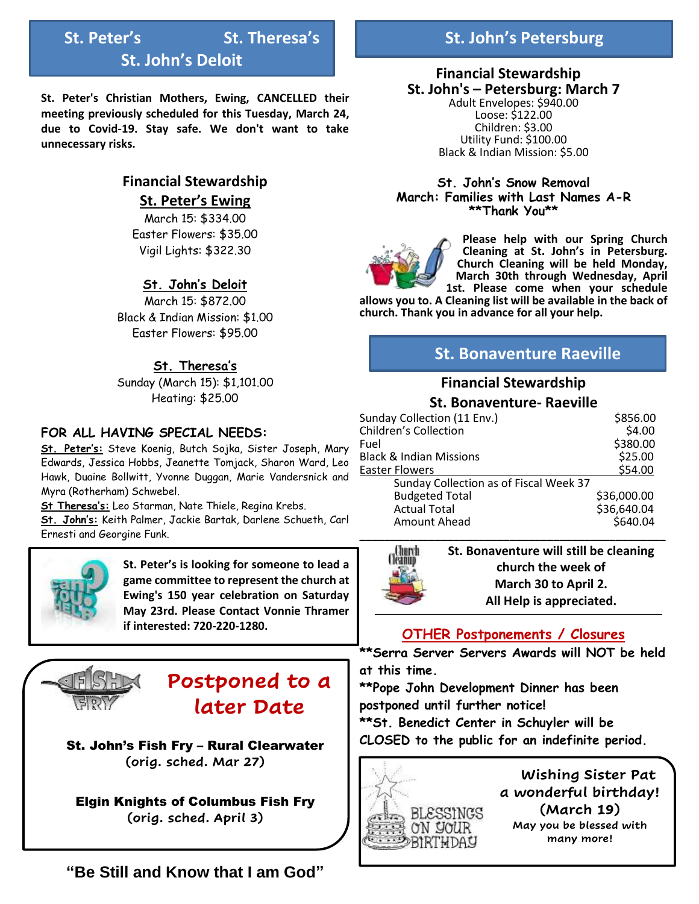## St. Peter's St. Theresa's St. John's Deloit

**St. Peter's Christian Mothers, Ewing, CANCELLED their meeting previously scheduled for this Tuesday, March 24, due to Covid-19. Stay safe. We don't want to take unnecessary risks.**

### Financial Stewardship

**St. Peter's Ewing**

March 15: $334.00
Easter Flowers: $35.00
Vigil Lights: $322.30

**St. John's Deloit**

March 15: $872.00
Black & Indian Mission: $1.00
Easter Flowers: $95.00

**St. Theresa's**

Sunday (March 15): $1,101.00
Heating: $25.00

### FOR ALL HAVING SPECIAL NEEDS:

**St. Peter's:** Steve Koenig, Butch Sojka, Sister Joseph, Mary Edwards, Jessica Hobbs, Jeanette Tomjack, Sharon Ward, Leo Hawk, Duaine Bollwitt, Yvonne Duggan, Marie Vandersnick and Myra (Rotherham) Schwebel.

**St Theresa's:** Leo Starman, Nate Thiele, Regina Krebs.

**St. John's:** Keith Palmer, Jackie Bartak, Darlene Schueth, Carl Ernesti and Georgine Funk.

**St. Peter's is looking for someone to lead a game committee to represent the church at Ewing's 150 year celebration on Saturday May 23rd. Please Contact Vonnie Thramer if interested: 720-220-1280.**

## Postponed to a later Date

**St. John's Fish Fry – Rural Clearwater**
(orig. sched. Mar 27)

**Elgin Knights of Columbus Fish Fry**
(orig. sched. April 3)

**"Be Still and Know that I am God"**

## St. John's Petersburg

### Financial Stewardship

**St. John's – Petersburg: March 7**

Adult Envelopes: $940.00
Loose: $122.00
Children: $3.00
Utility Fund: $100.00
Black & Indian Mission: $5.00

**St. John's Snow Removal**
**March: Families with Last Names A-R**
**\*\*Thank You\*\***

**Please help with our Spring Church Cleaning at St. John's in Petersburg. Church Cleaning will be held Monday, March 30th through Wednesday, April 1st. Please come when your schedule allows you to. A Cleaning list will be available in the back of church. Thank you in advance for all your help.**

## St. Bonaventure Raeville

### Financial Stewardship

**St. Bonaventure- Raeville**

| | |
|---|---|
| Sunday Collection (11 Env.) | $856.00 |
| Children's Collection | $4.00 |
| Fuel | $380.00 |
| Black & Indian Missions | $25.00 |
| Easter Flowers | $54.00 |
| Sunday Collection as of Fiscal Week 37 | |
| Budgeted Total | $36,000.00 |
| Actual Total | $36,640.04 |
| Amount Ahead | $640.04 |

**St. Bonaventure will still be cleaning church the week of March 30 to April 2. All Help is appreciated.**

### OTHER Postponements / Closures

**\*\*Serra Server Servers Awards will NOT be held at this time.**
**\*\*Pope John Development Dinner has been postponed until further notice!**
**\*\*St. Benedict Center in Schuyler will be CLOSED to the public for an indefinite period.**

**Wishing Sister Pat a wonderful birthday! (March 19)**
**May you be blessed with many more!**